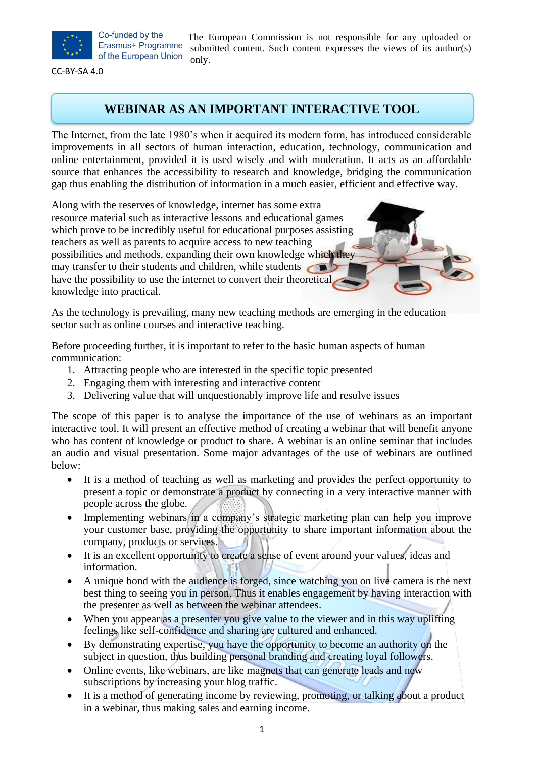Co-funded by the Erasmus+ Programme of the European Union

The European Commission is not responsible for any uploaded or submitted content. Such content expresses the views of its author(s) only.

CC-BY-SA 4.0

# WEBINAR AS AN IMPORTANT INTERACTIVE TOOL

The Internet, from the late 1980's when it acquired its modern form, has introduced considerable improvements in all sectors of human interaction, education, technology, communication and online entertainment, provided it is used wisely and with moderation. It acts as an affordable source that enhances the accessibility to research and knowledge, bridging the communication gap thus enabling the distribution of information in a much easier, efficient and effective way.

Along with the reserves of knowledge, internet has some extra resource material such as interactive lessons and educational games which prove to be incredibly useful for educational purposes assisting teachers as well as parents to acquire access to new teaching possibilities and methods, expanding their own knowledge which they may transfer to their students and children, while students have the possibility to use the internet to convert their theoretical knowledge into practical.

As the technology is prevailing, many new teaching methods are emerging in the education sector such as online courses and interactive teaching.

Before proceeding further, it is important to refer to the basic human aspects of human communication:

1. Attracting people who are interested in the specific topic presented
2. Engaging them with interesting and interactive content
3. Delivering value that will unquestionably improve life and resolve issues

The scope of this paper is to analyse the importance of the use of webinars as an important interactive tool. It will present an effective method of creating a webinar that will benefit anyone who has content of knowledge or product to share. A webinar is an online seminar that includes an audio and visual presentation. Some major advantages of the use of webinars are outlined below:

- It is a method of teaching as well as marketing and provides the perfect opportunity to present a topic or demonstrate a product by connecting in a very interactive manner with people across the globe.
- Implementing webinars in a company's strategic marketing plan can help you improve your customer base, providing the opportunity to share important information about the company, products or services.
- It is an excellent opportunity to create a sense of event around your values, ideas and information.
- A unique bond with the audience is forged, since watching you on live camera is the next best thing to seeing you in person. Thus it enables engagement by having interaction with the presenter as well as between the webinar attendees.
- When you appear as a presenter you give value to the viewer and in this way uplifting feelings like self-confidence and sharing are cultured and enhanced.
- By demonstrating expertise, you have the opportunity to become an authority on the subject in question, thus building personal branding and creating loyal followers.
- Online events, like webinars, are like magnets that can generate leads and new subscriptions by increasing your blog traffic.
- It is a method of generating income by reviewing, promoting, or talking about a product in a webinar, thus making sales and earning income.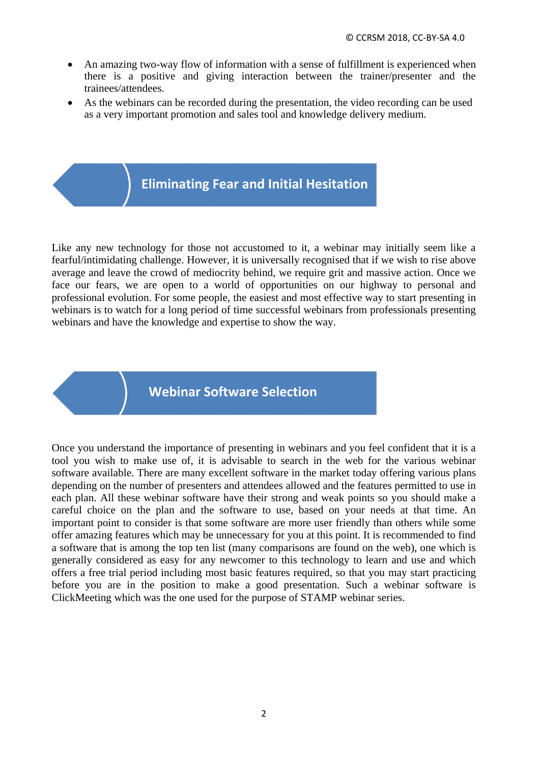- An amazing two-way flow of information with a sense of fulfillment is experienced when there is a positive and giving interaction between the trainer/presenter and the trainees/attendees.
- As the webinars can be recorded during the presentation, the video recording can be used as a very important promotion and sales tool and knowledge delivery medium.

## Eliminating Fear and Initial Hesitation

Like any new technology for those not accustomed to it, a webinar may initially seem like a fearful/intimidating challenge. However, it is universally recognised that if we wish to rise above average and leave the crowd of mediocrity behind, we require grit and massive action. Once we face our fears, we are open to a world of opportunities on our highway to personal and professional evolution. For some people, the easiest and most effective way to start presenting in webinars is to watch for a long period of time successful webinars from professionals presenting webinars and have the knowledge and expertise to show the way.

## Webinar Software Selection

Once you understand the importance of presenting in webinars and you feel confident that it is a tool you wish to make use of, it is advisable to search in the web for the various webinar software available. There are many excellent software in the market today offering various plans depending on the number of presenters and attendees allowed and the features permitted to use in each plan. All these webinar software have their strong and weak points so you should make a careful choice on the plan and the software to use, based on your needs at that time. An important point to consider is that some software are more user friendly than others while some offer amazing features which may be unnecessary for you at this point. It is recommended to find a software that is among the top ten list (many comparisons are found on the web), one which is generally considered as easy for any newcomer to this technology to learn and use and which offers a free trial period including most basic features required, so that you may start practicing before you are in the position to make a good presentation. Such a webinar software is ClickMeeting which was the one used for the purpose of STAMP webinar series.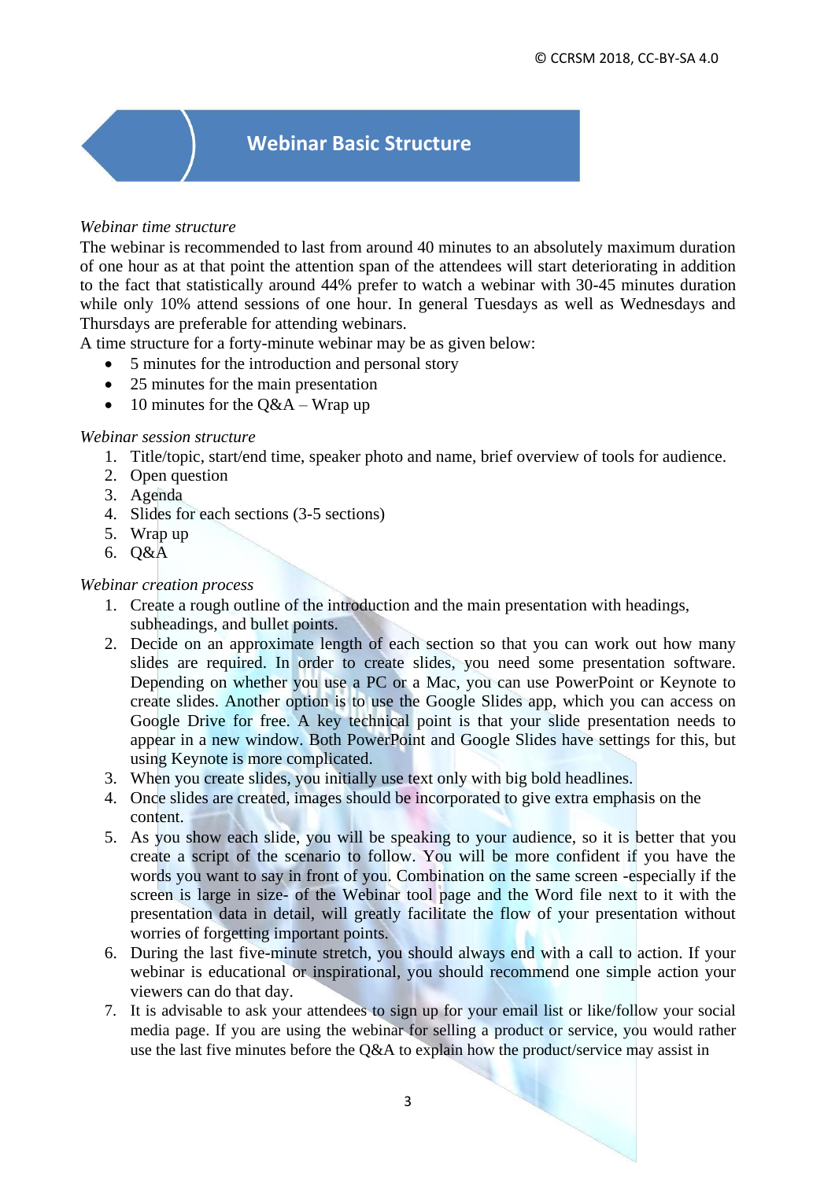## Webinar Basic Structure

*Webinar time structure*

The webinar is recommended to last from around 40 minutes to an absolutely maximum duration of one hour as at that point the attention span of the attendees will start deteriorating in addition to the fact that statistically around 44% prefer to watch a webinar with 30-45 minutes duration while only 10% attend sessions of one hour. In general Tuesdays as well as Wednesdays and Thursdays are preferable for attending webinars.

A time structure for a forty-minute webinar may be as given below:

- 5 minutes for the introduction and personal story
- 25 minutes for the main presentation
- 10 minutes for the Q&A – Wrap up

*Webinar session structure*

1. Title/topic, start/end time, speaker photo and name, brief overview of tools for audience.
2. Open question
3. Agenda
4. Slides for each sections (3-5 sections)
5. Wrap up
6. Q&A

*Webinar creation process*

1. Create a rough outline of the introduction and the main presentation with headings, subheadings, and bullet points.
2. Decide on an approximate length of each section so that you can work out how many slides are required. In order to create slides, you need some presentation software. Depending on whether you use a PC or a Mac, you can use PowerPoint or Keynote to create slides. Another option is to use the Google Slides app, which you can access on Google Drive for free. A key technical point is that your slide presentation needs to appear in a new window. Both PowerPoint and Google Slides have settings for this, but using Keynote is more complicated.
3. When you create slides, you initially use text only with big bold headlines.
4. Once slides are created, images should be incorporated to give extra emphasis on the content.
5. As you show each slide, you will be speaking to your audience, so it is better that you create a script of the scenario to follow. You will be more confident if you have the words you want to say in front of you. Combination on the same screen -especially if the screen is large in size- of the Webinar tool page and the Word file next to it with the presentation data in detail, will greatly facilitate the flow of your presentation without worries of forgetting important points.
6. During the last five-minute stretch, you should always end with a call to action. If your webinar is educational or inspirational, you should recommend one simple action your viewers can do that day.
7. It is advisable to ask your attendees to sign up for your email list or like/follow your social media page. If you are using the webinar for selling a product or service, you would rather use the last five minutes before the Q&A to explain how the product/service may assist in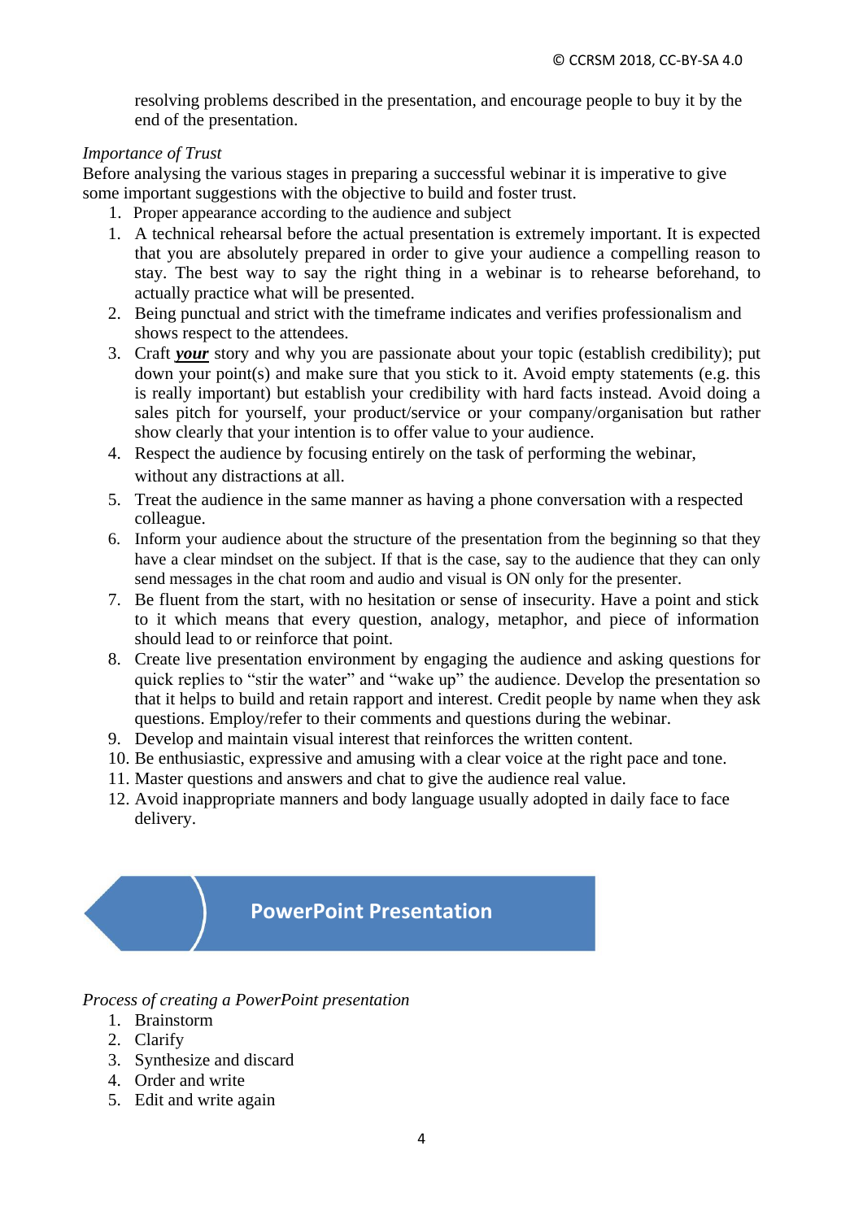resolving problems described in the presentation, and encourage people to buy it by the end of the presentation.

*Importance of Trust*

Before analysing the various stages in preparing a successful webinar it is imperative to give some important suggestions with the objective to build and foster trust.

1. Proper appearance according to the audience and subject
1. A technical rehearsal before the actual presentation is extremely important. It is expected that you are absolutely prepared in order to give your audience a compelling reason to stay. The best way to say the right thing in a webinar is to rehearse beforehand, to actually practice what will be presented.
2. Being punctual and strict with the timeframe indicates and verifies professionalism and shows respect to the attendees.
3. Craft ***your*** story and why you are passionate about your topic (establish credibility); put down your point(s) and make sure that you stick to it. Avoid empty statements (e.g. this is really important) but establish your credibility with hard facts instead. Avoid doing a sales pitch for yourself, your product/service or your company/organisation but rather show clearly that your intention is to offer value to your audience.
4. Respect the audience by focusing entirely on the task of performing the webinar, without any distractions at all.
5. Treat the audience in the same manner as having a phone conversation with a respected colleague.
6. Inform your audience about the structure of the presentation from the beginning so that they have a clear mindset on the subject. If that is the case, say to the audience that they can only send messages in the chat room and audio and visual is ON only for the presenter.
7. Be fluent from the start, with no hesitation or sense of insecurity. Have a point and stick to it which means that every question, analogy, metaphor, and piece of information should lead to or reinforce that point.
8. Create live presentation environment by engaging the audience and asking questions for quick replies to "stir the water" and "wake up" the audience. Develop the presentation so that it helps to build and retain rapport and interest. Credit people by name when they ask questions. Employ/refer to their comments and questions during the webinar.
9. Develop and maintain visual interest that reinforces the written content.
10. Be enthusiastic, expressive and amusing with a clear voice at the right pace and tone.
11. Master questions and answers and chat to give the audience real value.
12. Avoid inappropriate manners and body language usually adopted in daily face to face delivery.

## PowerPoint Presentation

*Process of creating a PowerPoint presentation*

1. Brainstorm
2. Clarify
3. Synthesize and discard
4. Order and write
5. Edit and write again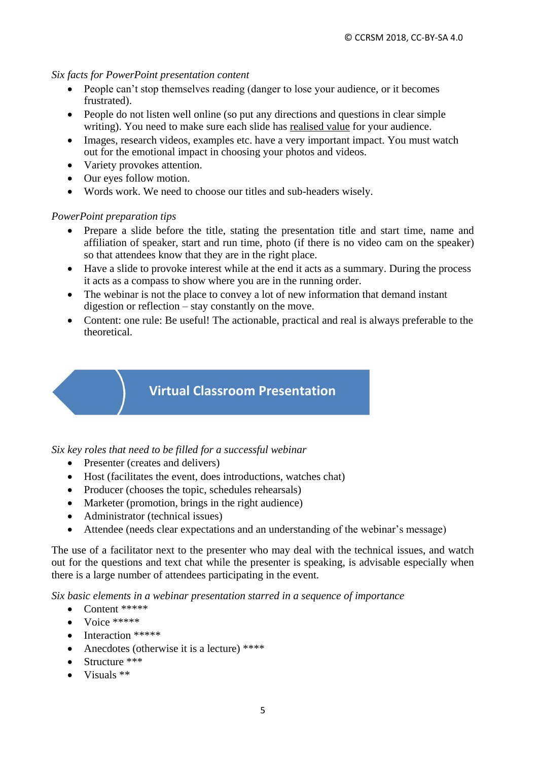*Six facts for PowerPoint presentation content*

- People can't stop themselves reading (danger to lose your audience, or it becomes frustrated).
- People do not listen well online (so put any directions and questions in clear simple writing). You need to make sure each slide has realised value for your audience.
- Images, research videos, examples etc. have a very important impact. You must watch out for the emotional impact in choosing your photos and videos.
- Variety provokes attention.
- Our eyes follow motion.
- Words work. We need to choose our titles and sub-headers wisely.

*PowerPoint preparation tips*

- Prepare a slide before the title, stating the presentation title and start time, name and affiliation of speaker, start and run time, photo (if there is no video cam on the speaker) so that attendees know that they are in the right place.
- Have a slide to provoke interest while at the end it acts as a summary. During the process it acts as a compass to show where you are in the running order.
- The webinar is not the place to convey a lot of new information that demand instant digestion or reflection – stay constantly on the move.
- Content: one rule: Be useful! The actionable, practical and real is always preferable to the theoretical.

## Virtual Classroom Presentation

*Six key roles that need to be filled for a successful webinar*

- Presenter (creates and delivers)
- Host (facilitates the event, does introductions, watches chat)
- Producer (chooses the topic, schedules rehearsals)
- Marketer (promotion, brings in the right audience)
- Administrator (technical issues)
- Attendee (needs clear expectations and an understanding of the webinar's message)

The use of a facilitator next to the presenter who may deal with the technical issues, and watch out for the questions and text chat while the presenter is speaking, is advisable especially when there is a large number of attendees participating in the event.

*Six basic elements in a webinar presentation starred in a sequence of importance*

- Content *****
- Voice *****
- Interaction *****
- Anecdotes (otherwise it is a lecture) ****
- Structure ***
- Visuals **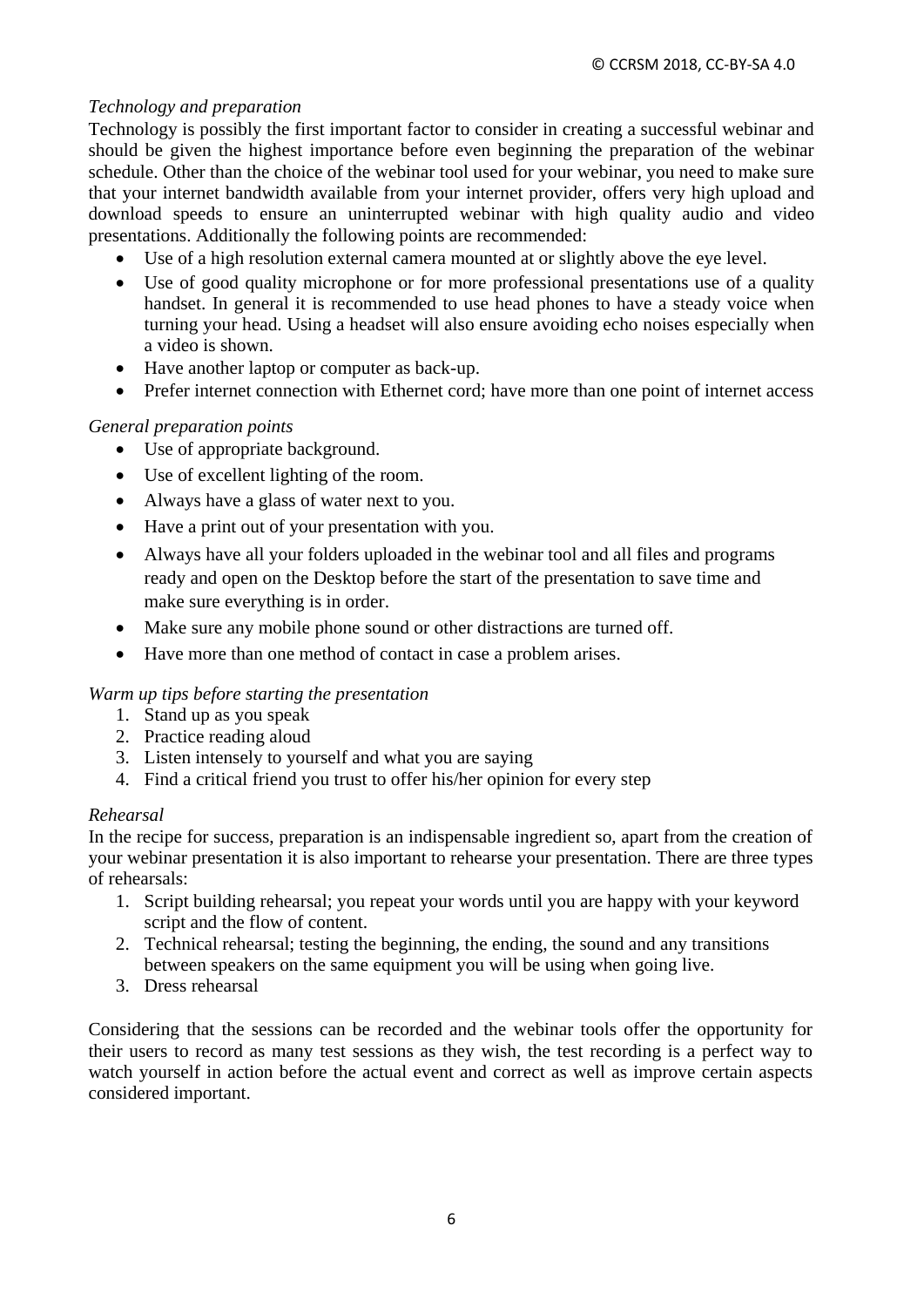*Technology and preparation*

Technology is possibly the first important factor to consider in creating a successful webinar and should be given the highest importance before even beginning the preparation of the webinar schedule. Other than the choice of the webinar tool used for your webinar, you need to make sure that your internet bandwidth available from your internet provider, offers very high upload and download speeds to ensure an uninterrupted webinar with high quality audio and video presentations. Additionally the following points are recommended:

- Use of a high resolution external camera mounted at or slightly above the eye level.
- Use of good quality microphone or for more professional presentations use of a quality handset. In general it is recommended to use head phones to have a steady voice when turning your head. Using a headset will also ensure avoiding echo noises especially when a video is shown.
- Have another laptop or computer as back-up.
- Prefer internet connection with Ethernet cord; have more than one point of internet access

*General preparation points*

- Use of appropriate background.
- Use of excellent lighting of the room.
- Always have a glass of water next to you.
- Have a print out of your presentation with you.
- Always have all your folders uploaded in the webinar tool and all files and programs ready and open on the Desktop before the start of the presentation to save time and make sure everything is in order.
- Make sure any mobile phone sound or other distractions are turned off.
- Have more than one method of contact in case a problem arises.

*Warm up tips before starting the presentation*

1. Stand up as you speak
2. Practice reading aloud
3. Listen intensely to yourself and what you are saying
4. Find a critical friend you trust to offer his/her opinion for every step

*Rehearsal*

In the recipe for success, preparation is an indispensable ingredient so, apart from the creation of your webinar presentation it is also important to rehearse your presentation. There are three types of rehearsals:

1. Script building rehearsal; you repeat your words until you are happy with your keyword script and the flow of content.
2. Technical rehearsal; testing the beginning, the ending, the sound and any transitions between speakers on the same equipment you will be using when going live.
3. Dress rehearsal

Considering that the sessions can be recorded and the webinar tools offer the opportunity for their users to record as many test sessions as they wish, the test recording is a perfect way to watch yourself in action before the actual event and correct as well as improve certain aspects considered important.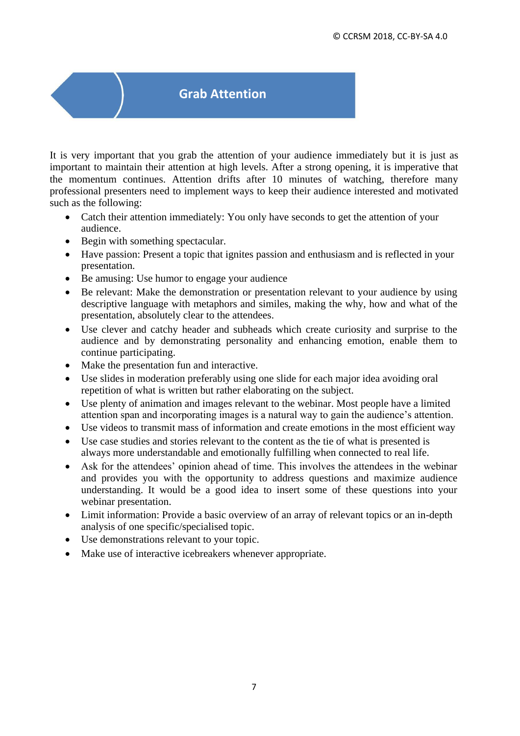## Grab Attention

It is very important that you grab the attention of your audience immediately but it is just as important to maintain their attention at high levels. After a strong opening, it is imperative that the momentum continues. Attention drifts after 10 minutes of watching, therefore many professional presenters need to implement ways to keep their audience interested and motivated such as the following:

- Catch their attention immediately: You only have seconds to get the attention of your audience.
- Begin with something spectacular.
- Have passion: Present a topic that ignites passion and enthusiasm and is reflected in your presentation.
- Be amusing: Use humor to engage your audience
- Be relevant: Make the demonstration or presentation relevant to your audience by using descriptive language with metaphors and similes, making the why, how and what of the presentation, absolutely clear to the attendees.
- Use clever and catchy header and subheads which create curiosity and surprise to the audience and by demonstrating personality and enhancing emotion, enable them to continue participating.
- Make the presentation fun and interactive.
- Use slides in moderation preferably using one slide for each major idea avoiding oral repetition of what is written but rather elaborating on the subject.
- Use plenty of animation and images relevant to the webinar. Most people have a limited attention span and incorporating images is a natural way to gain the audience's attention.
- Use videos to transmit mass of information and create emotions in the most efficient way
- Use case studies and stories relevant to the content as the tie of what is presented is always more understandable and emotionally fulfilling when connected to real life.
- Ask for the attendees' opinion ahead of time. This involves the attendees in the webinar and provides you with the opportunity to address questions and maximize audience understanding. It would be a good idea to insert some of these questions into your webinar presentation.
- Limit information: Provide a basic overview of an array of relevant topics or an in-depth analysis of one specific/specialised topic.
- Use demonstrations relevant to your topic.
- Make use of interactive icebreakers whenever appropriate.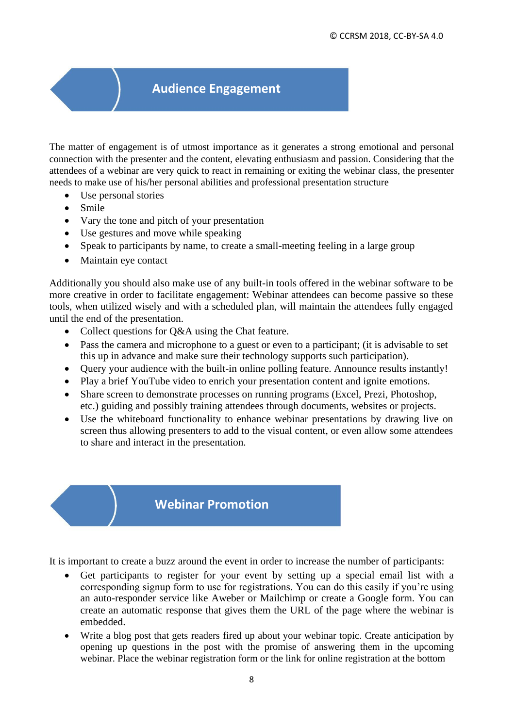## Audience Engagement

The matter of engagement is of utmost importance as it generates a strong emotional and personal connection with the presenter and the content, elevating enthusiasm and passion. Considering that the attendees of a webinar are very quick to react in remaining or exiting the webinar class, the presenter needs to make use of his/her personal abilities and professional presentation structure

- Use personal stories
- Smile
- Vary the tone and pitch of your presentation
- Use gestures and move while speaking
- Speak to participants by name, to create a small-meeting feeling in a large group
- Maintain eye contact

Additionally you should also make use of any built-in tools offered in the webinar software to be more creative in order to facilitate engagement: Webinar attendees can become passive so these tools, when utilized wisely and with a scheduled plan, will maintain the attendees fully engaged until the end of the presentation.

- Collect questions for Q&A using the Chat feature.
- Pass the camera and microphone to a guest or even to a participant; (it is advisable to set this up in advance and make sure their technology supports such participation).
- Query your audience with the built-in online polling feature. Announce results instantly!
- Play a brief YouTube video to enrich your presentation content and ignite emotions.
- Share screen to demonstrate processes on running programs (Excel, Prezi, Photoshop, etc.) guiding and possibly training attendees through documents, websites or projects.
- Use the whiteboard functionality to enhance webinar presentations by drawing live on screen thus allowing presenters to add to the visual content, or even allow some attendees to share and interact in the presentation.

## Webinar Promotion

It is important to create a buzz around the event in order to increase the number of participants:

- Get participants to register for your event by setting up a special email list with a corresponding signup form to use for registrations. You can do this easily if you're using an auto-responder service like Aweber or Mailchimp or create a Google form. You can create an automatic response that gives them the URL of the page where the webinar is embedded.
- Write a blog post that gets readers fired up about your webinar topic. Create anticipation by opening up questions in the post with the promise of answering them in the upcoming webinar. Place the webinar registration form or the link for online registration at the bottom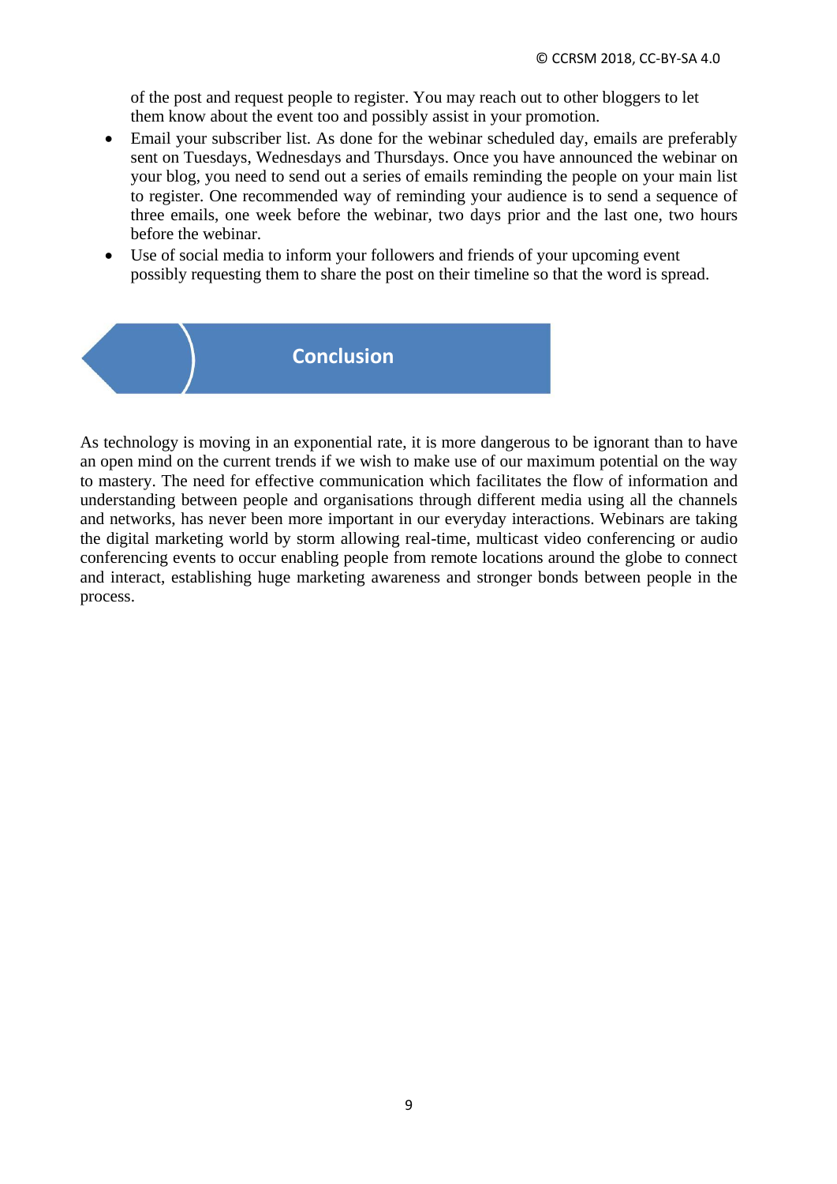of the post and request people to register. You may reach out to other bloggers to let them know about the event too and possibly assist in your promotion.

- Email your subscriber list. As done for the webinar scheduled day, emails are preferably sent on Tuesdays, Wednesdays and Thursdays. Once you have announced the webinar on your blog, you need to send out a series of emails reminding the people on your main list to register. One recommended way of reminding your audience is to send a sequence of three emails, one week before the webinar, two days prior and the last one, two hours before the webinar.
- Use of social media to inform your followers and friends of your upcoming event possibly requesting them to share the post on their timeline so that the word is spread.

## Conclusion

As technology is moving in an exponential rate, it is more dangerous to be ignorant than to have an open mind on the current trends if we wish to make use of our maximum potential on the way to mastery. The need for effective communication which facilitates the flow of information and understanding between people and organisations through different media using all the channels and networks, has never been more important in our everyday interactions. Webinars are taking the digital marketing world by storm allowing real-time, multicast video conferencing or audio conferencing events to occur enabling people from remote locations around the globe to connect and interact, establishing huge marketing awareness and stronger bonds between people in the process.